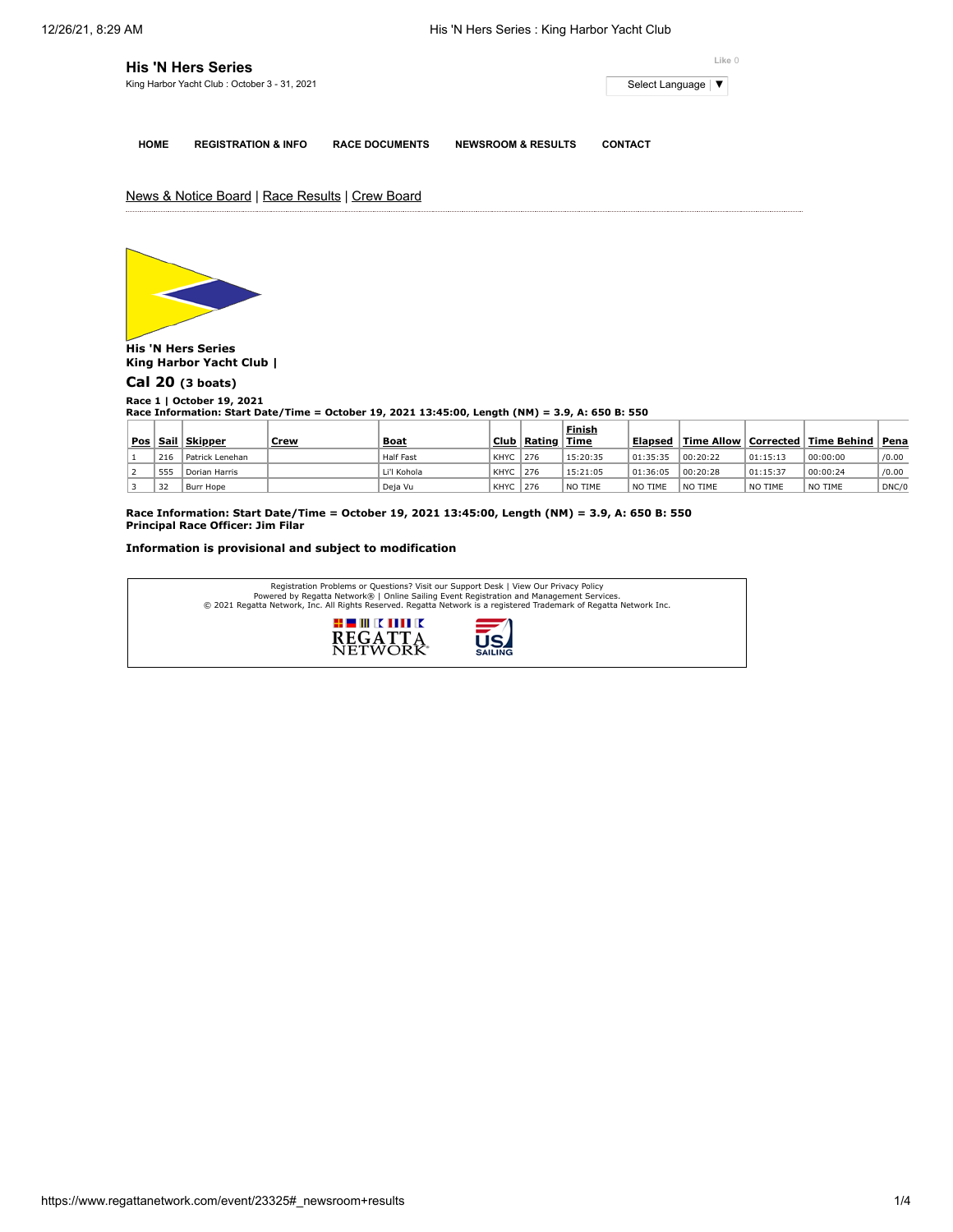# His 'N Hers Series

King Harbor Yacht Club : October 3 - 31, 2021

Like 0

Select Language ▼

HOME | REGISTRATION & INFO | RACE DOCUMENTS | NEWSROOM & RESULTS | CONTACT

News & Notice Board | Race Results | Crew Board

**His 'N Hers Series**
**King Harbor Yacht Club |**

## Cal 20 (3 boats)

**Race 1 | October 19, 2021**
**Race Information: Start Date/Time = October 19, 2021 13:45:00, Length (NM) = 3.9, A: 650 B: 550**

| Pos | Sail | Skipper | Crew | Boat | Club | Rating | Finish Time | Elapsed | Time Allow | Corrected | Time Behind | Pena |
|---|---|---|---|---|---|---|---|---|---|---|---|---|
| 1 | 216 | Patrick Lenehan | | Half Fast | KHYC | 276 | 15:20:35 | 01:35:35 | 00:20:22 | 01:15:13 | 00:00:00 | /0.00 |
| 2 | 555 | Dorian Harris | | Li'l Kohola | KHYC | 276 | 15:21:05 | 01:36:05 | 00:20:28 | 01:15:37 | 00:00:24 | /0.00 |
| 3 | 32 | Burr Hope | | Deja Vu | KHYC | 276 | NO TIME | NO TIME | NO TIME | NO TIME | NO TIME | DNC/0 |

**Race Information: Start Date/Time = October 19, 2021 13:45:00, Length (NM) = 3.9, A: 650 B: 550**
**Principal Race Officer: Jim Filar**

**Information is provisional and subject to modification**

Registration Problems or Questions? Visit our Support Desk | View Our Privacy Policy
Powered by Regatta Network® | Online Sailing Event Registration and Management Services.
© 2021 Regatta Network, Inc. All Rights Reserved. Regatta Network is a registered Trademark of Regatta Network Inc.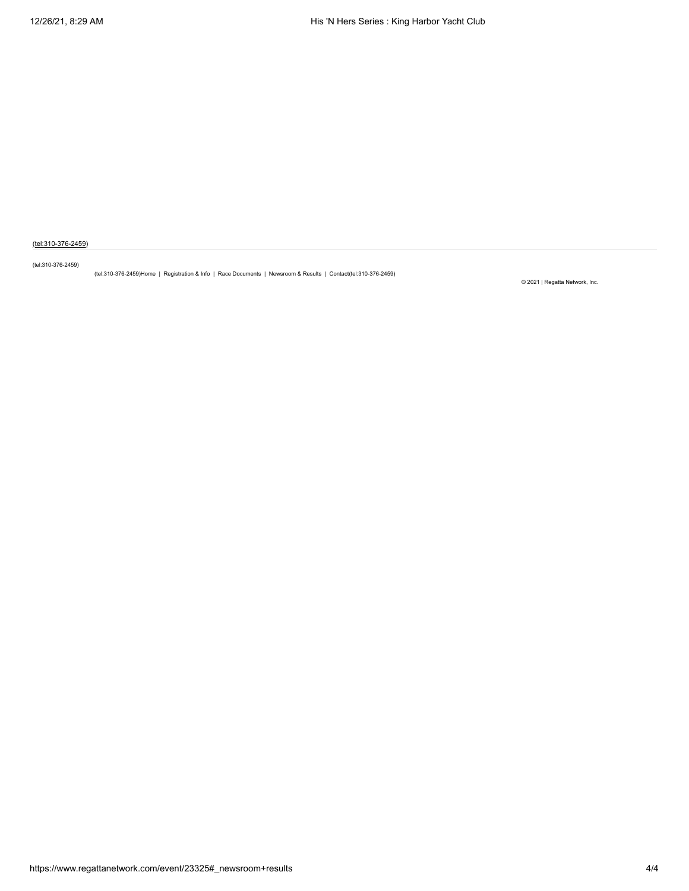(tel:310-376-2459)

(tel:310-376-2459)

(tel:310-376-2459)Home | Registration & Info | Race Documents | Newsroom & Results | Contact(tel:310-376-2459)

© 2021 | Regatta Network, Inc.